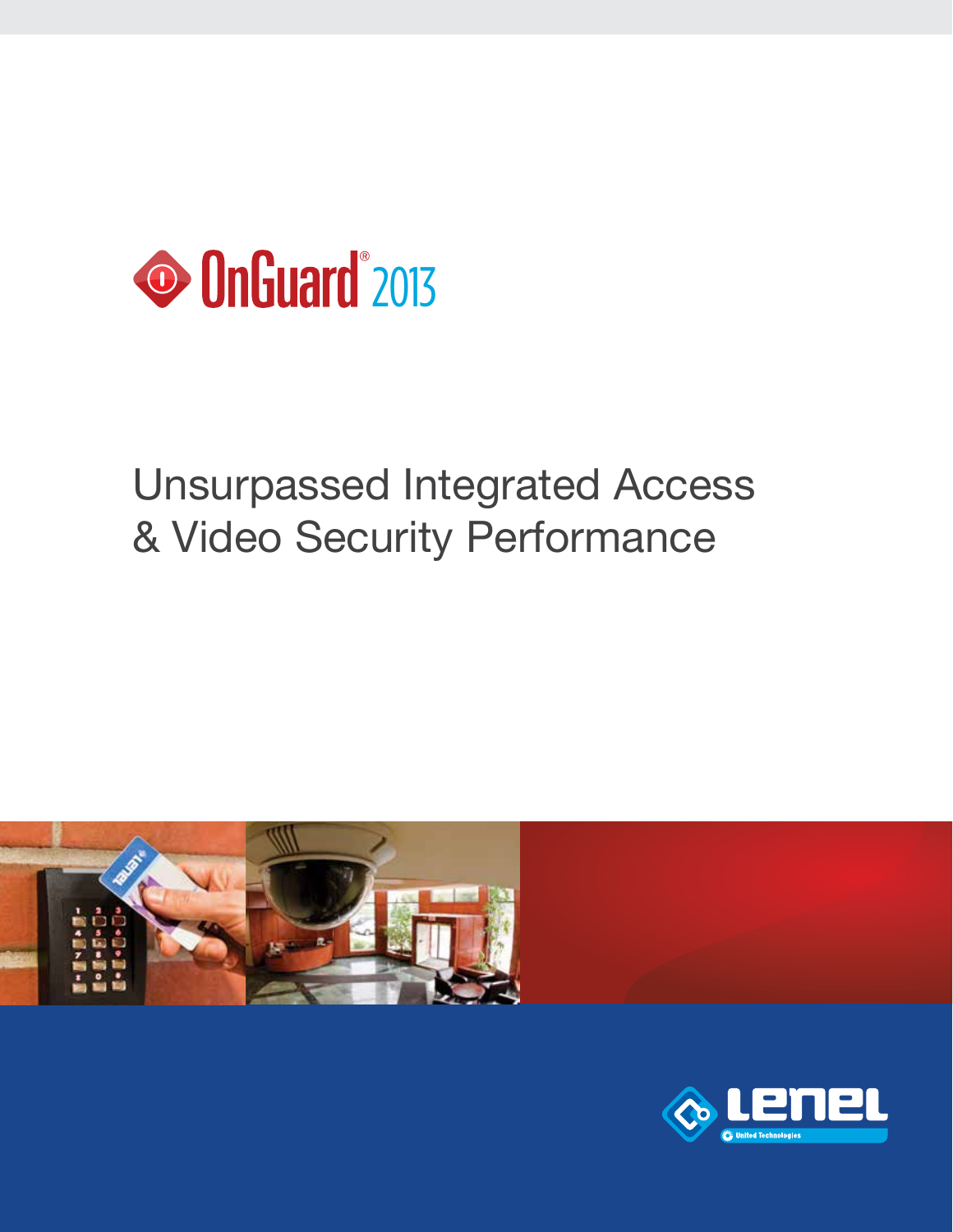# OnGuard® 2013

## Unsurpassed Integrated Access & Video Security Performance

Lenel

United Technologies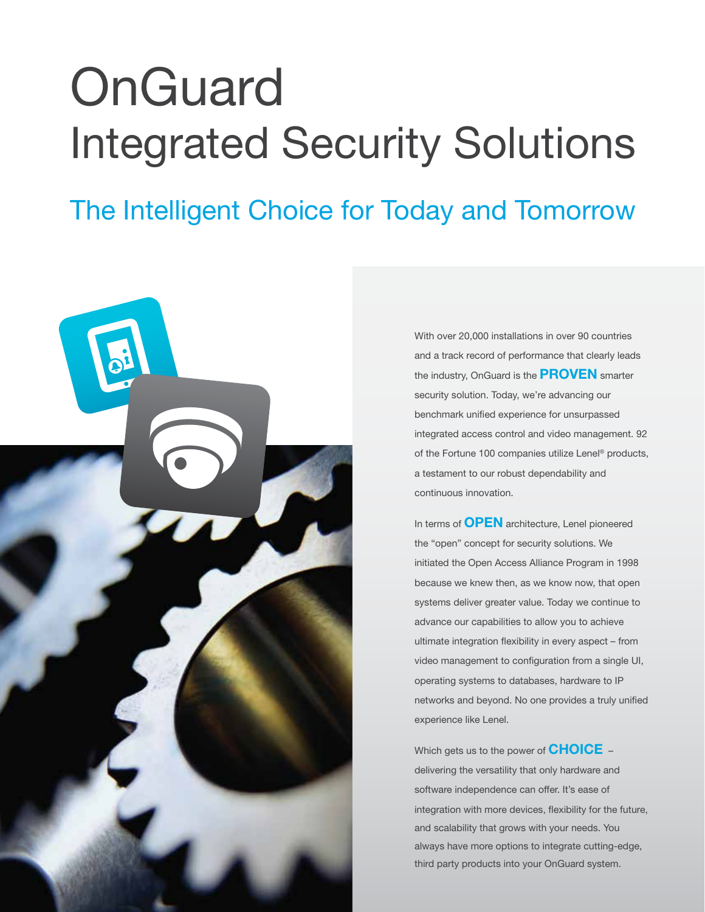# OnGuard Integrated Security Solutions

## The Intelligent Choice for Today and Tomorrow

With over 20,000 installations in over 90 countries and a track record of performance that clearly leads the industry, OnGuard is the **PROVEN** smarter security solution. Today, we're advancing our benchmark unified experience for unsurpassed integrated access control and video management. 92 of the Fortune 100 companies utilize Lenel® products, a testament to our robust dependability and continuous innovation.

In terms of **OPEN** architecture, Lenel pioneered the "open" concept for security solutions. We initiated the Open Access Alliance Program in 1998 because we knew then, as we know now, that open systems deliver greater value. Today we continue to advance our capabilities to allow you to achieve ultimate integration flexibility in every aspect – from video management to configuration from a single UI, operating systems to databases, hardware to IP networks and beyond. No one provides a truly unified experience like Lenel.

Which gets us to the power of **CHOICE** – delivering the versatility that only hardware and software independence can offer. It's ease of integration with more devices, flexibility for the future, and scalability that grows with your needs. You always have more options to integrate cutting-edge, third party products into your OnGuard system.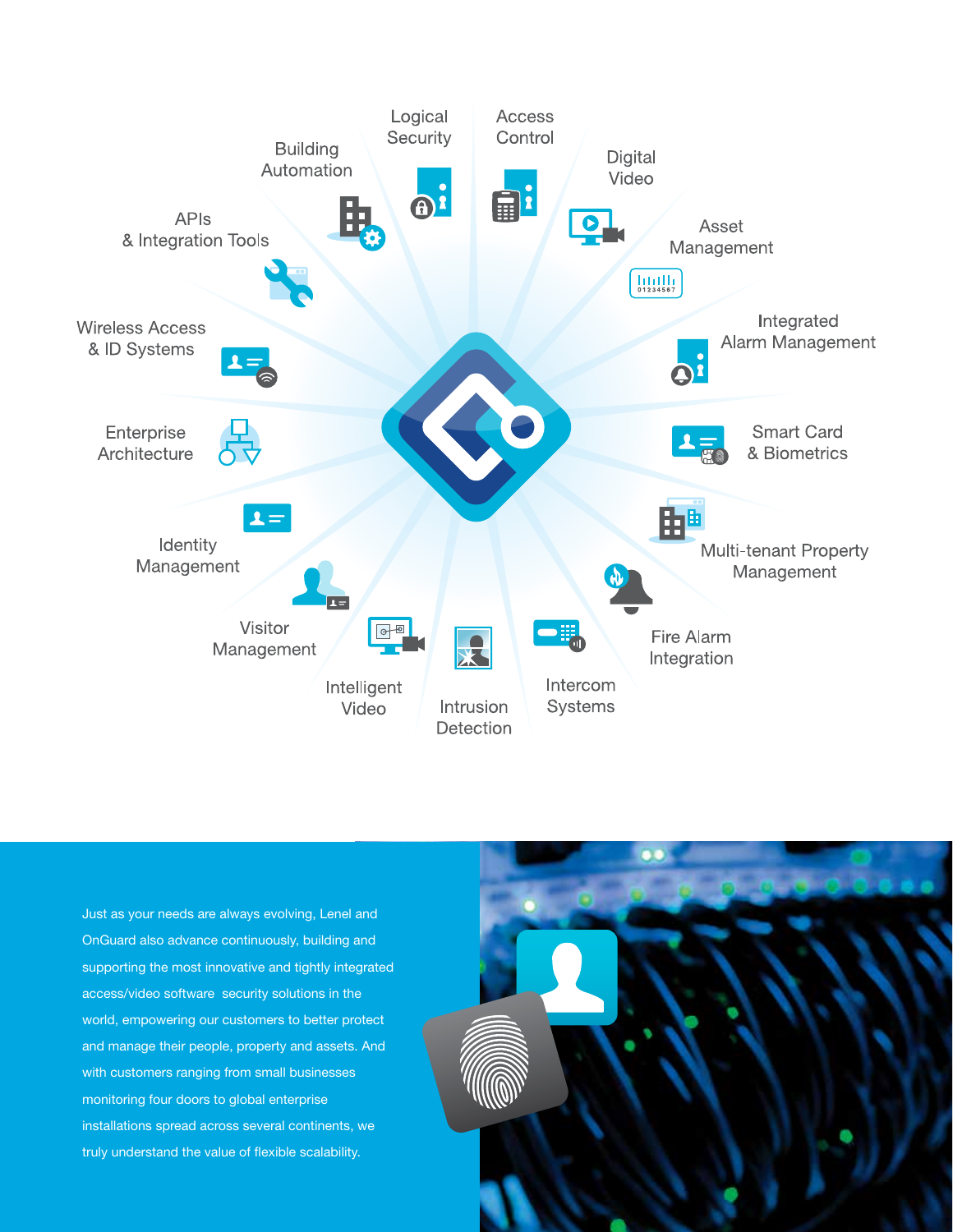Logical Security

Access Control

Digital Video

Asset Management

Integrated Alarm Management

Smart Card & Biometrics

Multi-tenant Property Management

Fire Alarm Integration

Intercom Systems

Intrusion Detection

Intelligent Video

Visitor Management

Identity Management

Enterprise Architecture

Wireless Access & ID Systems

APIs & Integration Tools

Building Automation

Just as your needs are always evolving, Lenel and OnGuard also advance continuously, building and supporting the most innovative and tightly integrated access/video software security solutions in the world, empowering our customers to better protect and manage their people, property and assets. And with customers ranging from small businesses monitoring four doors to global enterprise installations spread across several continents, we truly understand the value of flexible scalability.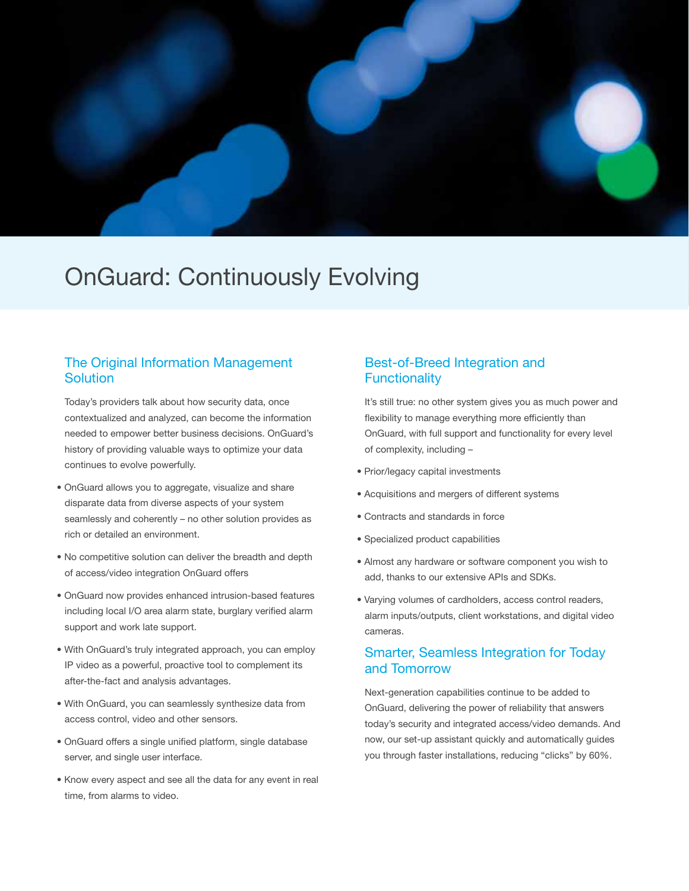# OnGuard: Continuously Evolving

## The Original Information Management Solution

Today's providers talk about how security data, once contextualized and analyzed, can become the information needed to empower better business decisions. OnGuard's history of providing valuable ways to optimize your data continues to evolve powerfully.

- OnGuard allows you to aggregate, visualize and share disparate data from diverse aspects of your system seamlessly and coherently – no other solution provides as rich or detailed an environment.
- No competitive solution can deliver the breadth and depth of access/video integration OnGuard offers
- OnGuard now provides enhanced intrusion-based features including local I/O area alarm state, burglary verified alarm support and work late support.
- With OnGuard's truly integrated approach, you can employ IP video as a powerful, proactive tool to complement its after-the-fact and analysis advantages.
- With OnGuard, you can seamlessly synthesize data from access control, video and other sensors.
- OnGuard offers a single unified platform, single database server, and single user interface.
- Know every aspect and see all the data for any event in real time, from alarms to video.

## Best-of-Breed Integration and Functionality

It's still true: no other system gives you as much power and flexibility to manage everything more efficiently than OnGuard, with full support and functionality for every level of complexity, including –

- Prior/legacy capital investments
- Acquisitions and mergers of different systems
- Contracts and standards in force
- Specialized product capabilities
- Almost any hardware or software component you wish to add, thanks to our extensive APIs and SDKs.
- Varying volumes of cardholders, access control readers, alarm inputs/outputs, client workstations, and digital video cameras.

## Smarter, Seamless Integration for Today and Tomorrow

Next-generation capabilities continue to be added to OnGuard, delivering the power of reliability that answers today's security and integrated access/video demands. And now, our set-up assistant quickly and automatically guides you through faster installations, reducing "clicks" by 60%.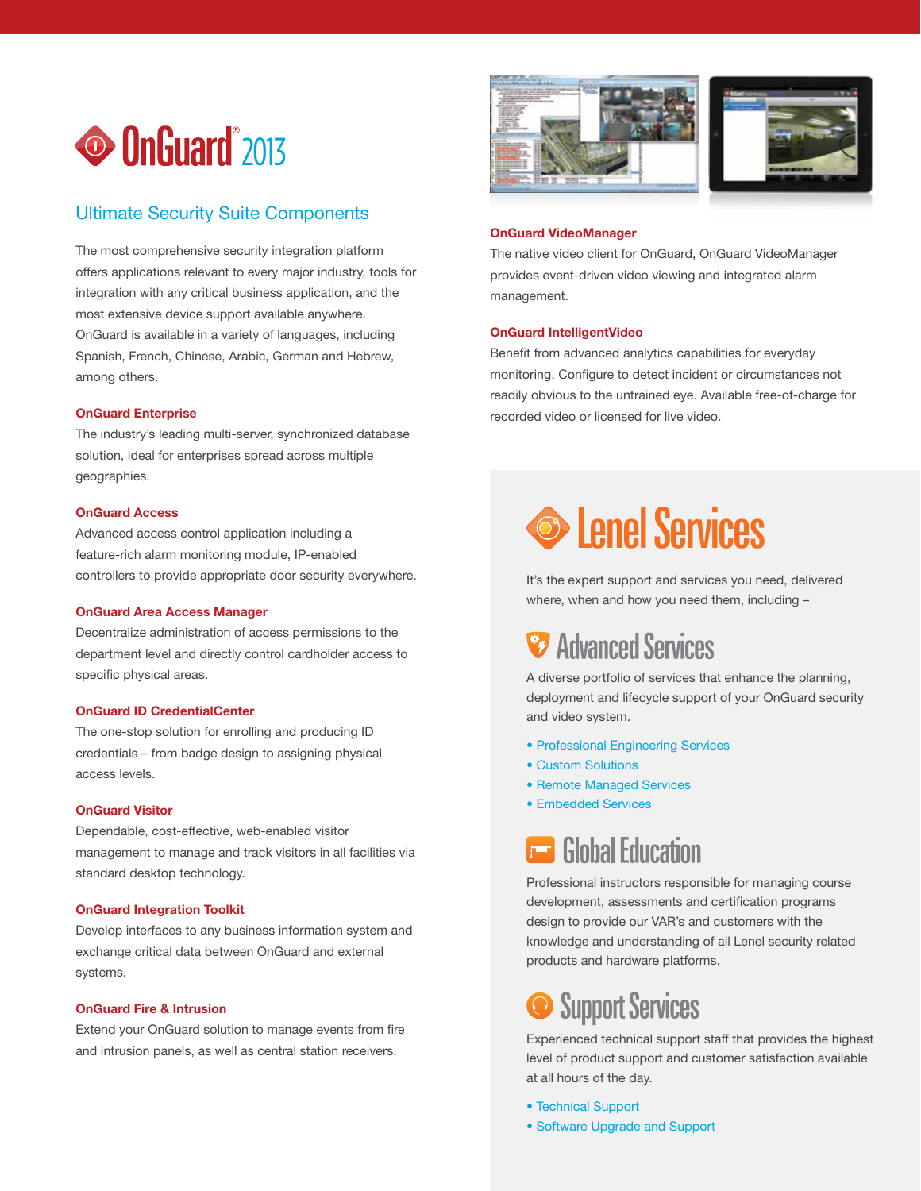# OnGuard® 2013

## Ultimate Security Suite Components

The most comprehensive security integration platform offers applications relevant to every major industry, tools for integration with any critical business application, and the most extensive device support available anywhere. OnGuard is available in a variety of languages, including Spanish, French, Chinese, Arabic, German and Hebrew, among others.

### OnGuard Enterprise

The industry's leading multi-server, synchronized database solution, ideal for enterprises spread across multiple geographies.

### OnGuard Access

Advanced access control application including a feature-rich alarm monitoring module, IP-enabled controllers to provide appropriate door security everywhere.

### OnGuard Area Access Manager

Decentralize administration of access permissions to the department level and directly control cardholder access to specific physical areas.

### OnGuard ID CredentialCenter

The one-stop solution for enrolling and producing ID credentials – from badge design to assigning physical access levels.

### OnGuard Visitor

Dependable, cost-effective, web-enabled visitor management to manage and track visitors in all facilities via standard desktop technology.

### OnGuard Integration Toolkit

Develop interfaces to any business information system and exchange critical data between OnGuard and external systems.

### OnGuard Fire & Intrusion

Extend your OnGuard solution to manage events from fire and intrusion panels, as well as central station receivers.

### OnGuard VideoManager

The native video client for OnGuard, OnGuard VideoManager provides event-driven video viewing and integrated alarm management.

### OnGuard IntelligentVideo

Benefit from advanced analytics capabilities for everyday monitoring. Configure to detect incident or circumstances not readily obvious to the untrained eye. Available free-of-charge for recorded video or licensed for live video.

## Lenel Services

It's the expert support and services you need, delivered where, when and how you need them, including –

### Advanced Services

A diverse portfolio of services that enhance the planning, deployment and lifecycle support of your OnGuard security and video system.

- Professional Engineering Services
- Custom Solutions
- Remote Managed Services
- Embedded Services

### Global Education

Professional instructors responsible for managing course development, assessments and certification programs design to provide our VAR's and customers with the knowledge and understanding of all Lenel security related products and hardware platforms.

### Support Services

Experienced technical support staff that provides the highest level of product support and customer satisfaction available at all hours of the day.

- Technical Support
- Software Upgrade and Support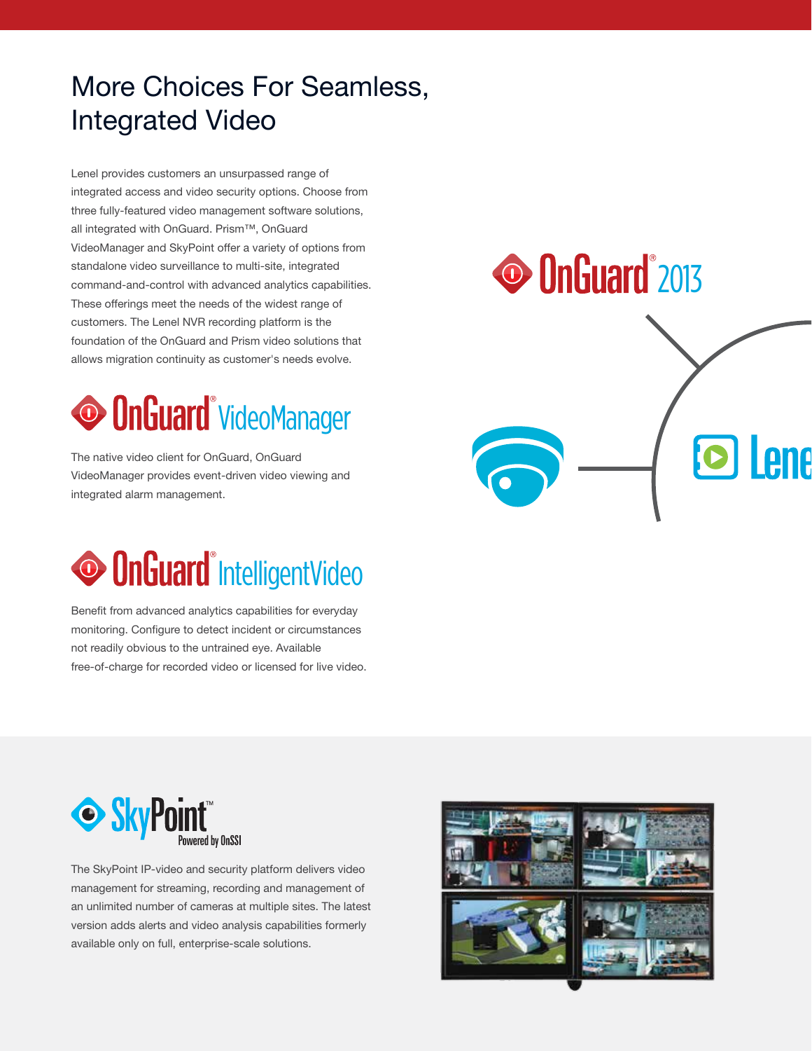# More Choices For Seamless, Integrated Video

Lenel provides customers an unsurpassed range of integrated access and video security options. Choose from three fully-featured video management software solutions, all integrated with OnGuard. Prism™, OnGuard VideoManager and SkyPoint offer a variety of options from standalone video surveillance to multi-site, integrated command-and-control with advanced analytics capabilities. These offerings meet the needs of the widest range of customers. The Lenel NVR recording platform is the foundation of the OnGuard and Prism video solutions that allows migration continuity as customer's needs evolve.

## OnGuard® VideoManager

The native video client for OnGuard, OnGuard VideoManager provides event-driven video viewing and integrated alarm management.

## OnGuard® IntelligentVideo

Benefit from advanced analytics capabilities for everyday monitoring. Configure to detect incident or circumstances not readily obvious to the untrained eye. Available free-of-charge for recorded video or licensed for live video.

OnGuard® 2013

Lenel

## SkyPoint™ Powered by OnSSI

The SkyPoint IP-video and security platform delivers video management for streaming, recording and management of an unlimited number of cameras at multiple sites. The latest version adds alerts and video analysis capabilities formerly available only on full, enterprise-scale solutions.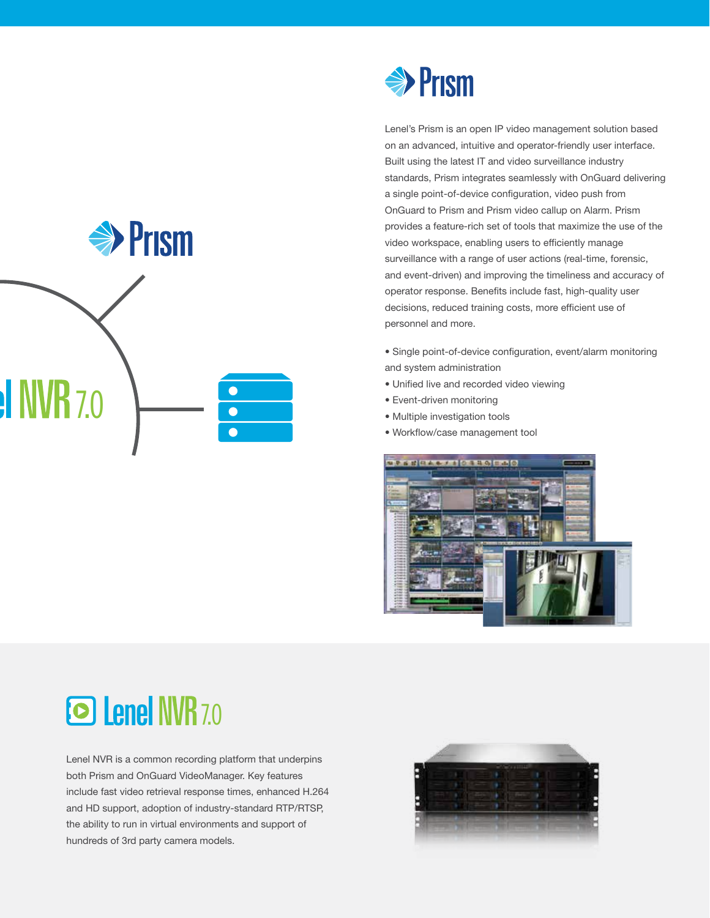# Prism

Lenel's Prism is an open IP video management solution based on an advanced, intuitive and operator-friendly user interface. Built using the latest IT and video surveillance industry standards, Prism integrates seamlessly with OnGuard delivering a single point-of-device configuration, video push from OnGuard to Prism and Prism video callup on Alarm. Prism provides a feature-rich set of tools that maximize the use of the video workspace, enabling users to efficiently manage surveillance with a range of user actions (real-time, forensic, and event-driven) and improving the timeliness and accuracy of operator response. Benefits include fast, high-quality user decisions, reduced training costs, more efficient use of personnel and more.

- Single point-of-device configuration, event/alarm monitoring and system administration
- Unified live and recorded video viewing
- Event-driven monitoring
- Multiple investigation tools
- Workflow/case management tool

# Lenel NVR 7.0

Lenel NVR is a common recording platform that underpins both Prism and OnGuard VideoManager. Key features include fast video retrieval response times, enhanced H.264 and HD support, adoption of industry-standard RTP/RTSP, the ability to run in virtual environments and support of hundreds of 3rd party camera models.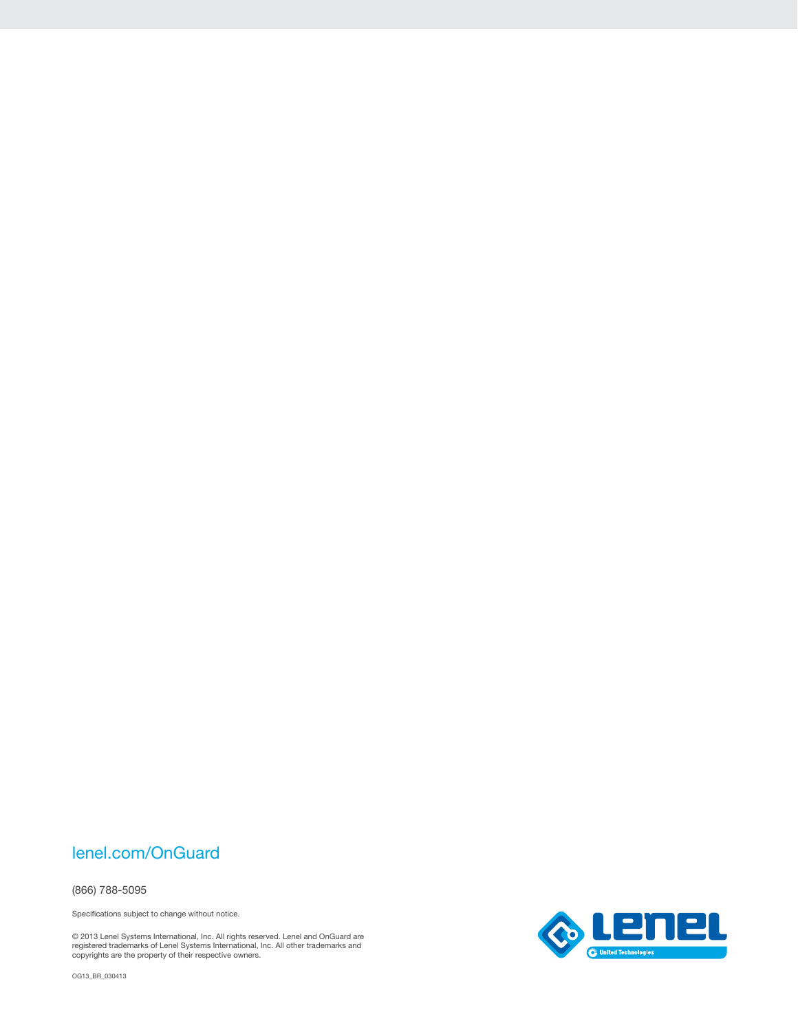lenel.com/OnGuard

(866) 788-5095

Specifications subject to change without notice.

© 2013 Lenel Systems International, Inc. All rights reserved. Lenel and OnGuard are registered trademarks of Lenel Systems International, Inc. All other trademarks and copyrights are the property of their respective owners.

OG13_BR_030413